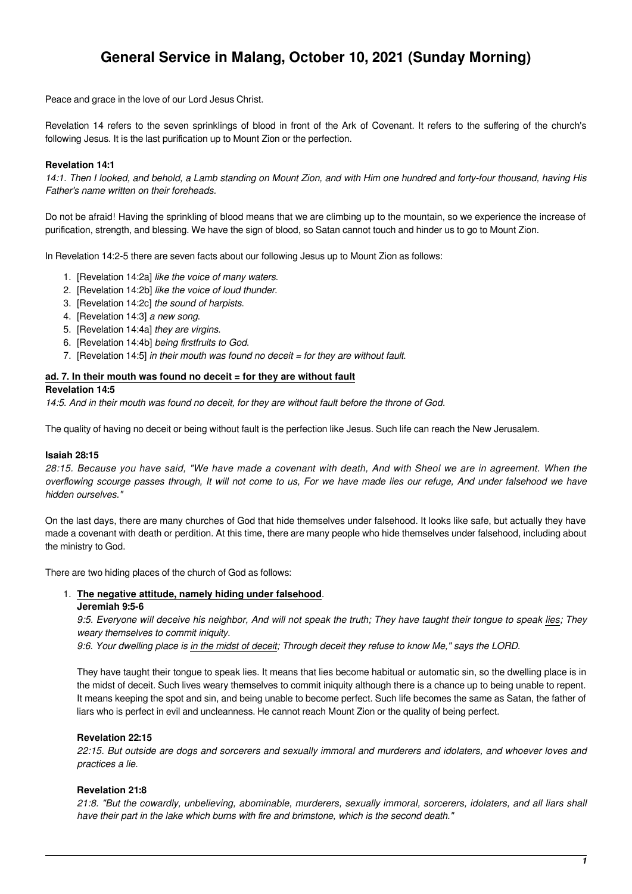# General Service in Malang, October 10, 2021 (Sunday Morning)

Peace and grace in the love of our Lord Jesus Christ.

Revelation 14 refers to the seven sprinklings of blood in front of the Ark of Covenant. It refers to the suffering of the church's following Jesus. It is the last purification up to Mount Zion or the perfection.

**Revelation 14:1**

*14:1. Then I looked, and behold, a Lamb standing on Mount Zion, and with Him one hundred and forty-four thousand, having His Father's name written on their foreheads.*

Do not be afraid! Having the sprinkling of blood means that we are climbing up to the mountain, so we experience the increase of purification, strength, and blessing. We have the sign of blood, so Satan cannot touch and hinder us to go to Mount Zion.

In Revelation 14:2-5 there are seven facts about our following Jesus up to Mount Zion as follows:

1. [Revelation 14:2a] *like the voice of many waters.*
2. [Revelation 14:2b] *like the voice of loud thunder.*
3. [Revelation 14:2c] *the sound of harpists.*
4. [Revelation 14:3] *a new song.*
5. [Revelation 14:4a] *they are virgins.*
6. [Revelation 14:4b] *being firstfruits to God.*
7. [Revelation 14:5] *in their mouth was found no deceit = for they are without fault.*

**ad. 7. In their mouth was found no deceit = for they are without fault**

**Revelation 14:5**

*14:5. And in their mouth was found no deceit, for they are without fault before the throne of God.*

The quality of having no deceit or being without fault is the perfection like Jesus. Such life can reach the New Jerusalem.

**Isaiah 28:15**

*28:15. Because you have said, "We have made a covenant with death, And with Sheol we are in agreement. When the overflowing scourge passes through, It will not come to us, For we have made lies our refuge, And under falsehood we have hidden ourselves."*

On the last days, there are many churches of God that hide themselves under falsehood. It looks like safe, but actually they have made a covenant with death or perdition. At this time, there are many people who hide themselves under falsehood, including about the ministry to God.

There are two hiding places of the church of God as follows:

1. **The negative attitude, namely hiding under falsehood**.

   **Jeremiah 9:5-6**

   *9:5. Everyone will deceive his neighbor, And will not speak the truth; They have taught their tongue to speak lies; They weary themselves to commit iniquity.*

   *9:6. Your dwelling place is in the midst of deceit; Through deceit they refuse to know Me," says the LORD.*

   They have taught their tongue to speak lies. It means that lies become habitual or automatic sin, so the dwelling place is in the midst of deceit. Such lives weary themselves to commit iniquity although there is a chance up to being unable to repent. It means keeping the spot and sin, and being unable to become perfect. Such life becomes the same as Satan, the father of liars who is perfect in evil and uncleanness. He cannot reach Mount Zion or the quality of being perfect.

   **Revelation 22:15**

   *22:15. But outside are dogs and sorcerers and sexually immoral and murderers and idolaters, and whoever loves and practices a lie.*

   **Revelation 21:8**

   *21:8. "But the cowardly, unbelieving, abominable, murderers, sexually immoral, sorcerers, idolaters, and all liars shall have their part in the lake which burns with fire and brimstone, which is the second death."*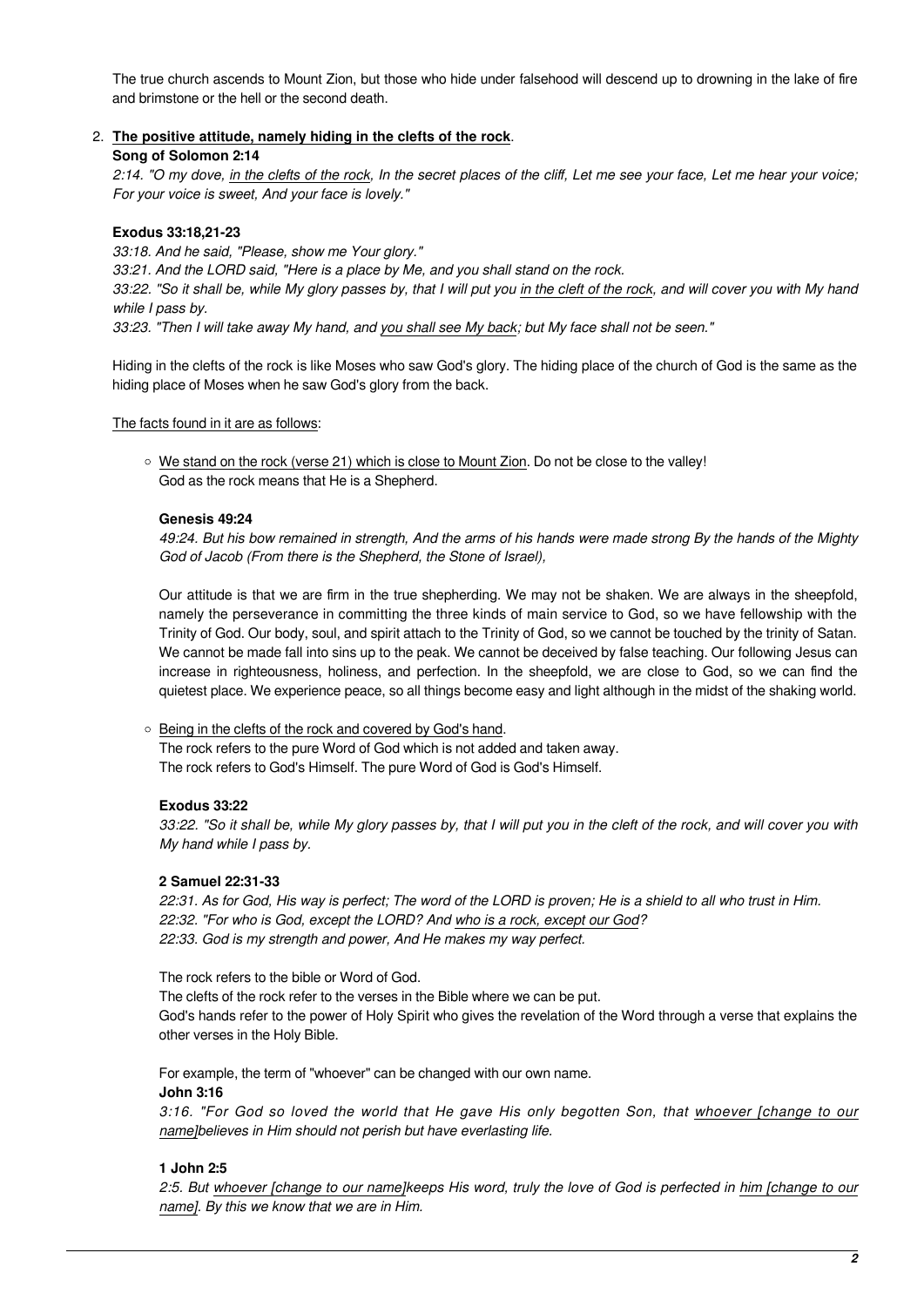The true church ascends to Mount Zion, but those who hide under falsehood will descend up to drowning in the lake of fire and brimstone or the hell or the second death.

2. **<u>The positive attitude, namely hiding in the clefts of the rock</u>**.

   **Song of Solomon 2:14**

   *2:14. "O my dove, <u>in the clefts of the rock</u>, In the secret places of the cliff, Let me see your face, Let me hear your voice; For your voice is sweet, And your face is lovely."*

   **Exodus 33:18,21-23**

   *33:18. And he said, "Please, show me Your glory."*
   *33:21. And the LORD said, "Here is a place by Me, and you shall stand on the rock.*
   *33:22. "So it shall be, while My glory passes by, that I will put you <u>in the cleft of the rock</u>, and will cover you with My hand while I pass by.*
   *33:23. "Then I will take away My hand, and <u>you shall see My back</u>; but My face shall not be seen."*

   Hiding in the clefts of the rock is like Moses who saw God's glory. The hiding place of the church of God is the same as the hiding place of Moses when he saw God's glory from the back.

   <u>The facts found in it are as follows</u>:

   - <u>We stand on the rock (verse 21) which is close to Mount Zion</u>. Do not be close to the valley!
     God as the rock means that He is a Shepherd.

     **Genesis 49:24**

     *49:24. But his bow remained in strength, And the arms of his hands were made strong By the hands of the Mighty God of Jacob (From there is the Shepherd, the Stone of Israel),*

     Our attitude is that we are firm in the true shepherding. We may not be shaken. We are always in the sheepfold, namely the perseverance in committing the three kinds of main service to God, so we have fellowship with the Trinity of God. Our body, soul, and spirit attach to the Trinity of God, so we cannot be touched by the trinity of Satan. We cannot be made fall into sins up to the peak. We cannot be deceived by false teaching. Our following Jesus can increase in righteousness, holiness, and perfection. In the sheepfold, we are close to God, so we can find the quietest place. We experience peace, so all things become easy and light although in the midst of the shaking world.

   - <u>Being in the clefts of the rock and covered by God's hand</u>.
     The rock refers to the pure Word of God which is not added and taken away.
     The rock refers to God's Himself. The pure Word of God is God's Himself.

     **Exodus 33:22**

     *33:22. "So it shall be, while My glory passes by, that I will put you in the cleft of the rock, and will cover you with My hand while I pass by.*

     **2 Samuel 22:31-33**

     *22:31. As for God, His way is perfect; The word of the LORD is proven; He is a shield to all who trust in Him.*
     *22:32. "For who is God, except the LORD? And <u>who is a rock, except our God</u>?*
     *22:33. God is my strength and power, And He makes my way perfect.*

     The rock refers to the bible or Word of God.
     The clefts of the rock refer to the verses in the Bible where we can be put.
     God's hands refer to the power of Holy Spirit who gives the revelation of the Word through a verse that explains the other verses in the Holy Bible.

     For example, the term of "whoever" can be changed with our own name.

     **John 3:16**

     *3:16. "For God so loved the world that He gave His only begotten Son, that <u>whoever [change to our name]</u>believes in Him should not perish but have everlasting life.*

     **1 John 2:5**

     *2:5. But <u>whoever [change to our name]</u>keeps His word, truly the love of God is perfected in <u>him [change to our name]</u>. By this we know that we are in Him.*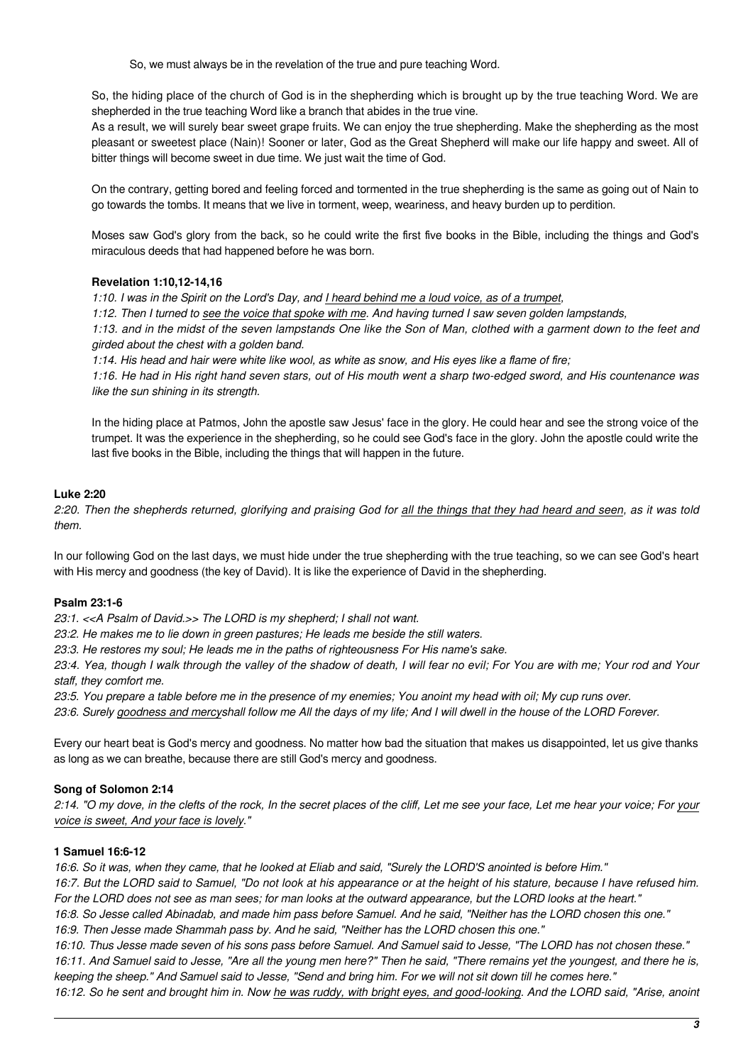So, we must always be in the revelation of the true and pure teaching Word.

So, the hiding place of the church of God is in the shepherding which is brought up by the true teaching Word. We are shepherded in the true teaching Word like a branch that abides in the true vine.
As a result, we will surely bear sweet grape fruits. We can enjoy the true shepherding. Make the shepherding as the most pleasant or sweetest place (Nain)! Sooner or later, God as the Great Shepherd will make our life happy and sweet. All of bitter things will become sweet in due time. We just wait the time of God.

On the contrary, getting bored and feeling forced and tormented in the true shepherding is the same as going out of Nain to go towards the tombs. It means that we live in torment, weep, weariness, and heavy burden up to perdition.

Moses saw God's glory from the back, so he could write the first five books in the Bible, including the things and God's miraculous deeds that had happened before he was born.

**Revelation 1:10,12-14,16**

*1:10. I was in the Spirit on the Lord's Day, and I heard behind me a loud voice, as of a trumpet,*
*1:12. Then I turned to see the voice that spoke with me. And having turned I saw seven golden lampstands,*
*1:13. and in the midst of the seven lampstands One like the Son of Man, clothed with a garment down to the feet and girded about the chest with a golden band.*
*1:14. His head and hair were white like wool, as white as snow, and His eyes like a flame of fire;*
*1:16. He had in His right hand seven stars, out of His mouth went a sharp two-edged sword, and His countenance was like the sun shining in its strength.*

In the hiding place at Patmos, John the apostle saw Jesus' face in the glory. He could hear and see the strong voice of the trumpet. It was the experience in the shepherding, so he could see God's face in the glory. John the apostle could write the last five books in the Bible, including the things that will happen in the future.

**Luke 2:20**

*2:20. Then the shepherds returned, glorifying and praising God for all the things that they had heard and seen, as it was told them.*

In our following God on the last days, we must hide under the true shepherding with the true teaching, so we can see God's heart with His mercy and goodness (the key of David). It is like the experience of David in the shepherding.

**Psalm 23:1-6**

*23:1. <<A Psalm of David.>> The LORD is my shepherd; I shall not want.*
*23:2. He makes me to lie down in green pastures; He leads me beside the still waters.*
*23:3. He restores my soul; He leads me in the paths of righteousness For His name's sake.*
*23:4. Yea, though I walk through the valley of the shadow of death, I will fear no evil; For You are with me; Your rod and Your staff, they comfort me.*
*23:5. You prepare a table before me in the presence of my enemies; You anoint my head with oil; My cup runs over.*
*23:6. Surely goodness and mercyshall follow me All the days of my life; And I will dwell in the house of the LORD Forever.*

Every our heart beat is God's mercy and goodness. No matter how bad the situation that makes us disappointed, let us give thanks as long as we can breathe, because there are still God's mercy and goodness.

**Song of Solomon 2:14**

*2:14. "O my dove, in the clefts of the rock, In the secret places of the cliff, Let me see your face, Let me hear your voice; For your voice is sweet, And your face is lovely."*

**1 Samuel 16:6-12**

*16:6. So it was, when they came, that he looked at Eliab and said, "Surely the LORD'S anointed is before Him."*
*16:7. But the LORD said to Samuel, "Do not look at his appearance or at the height of his stature, because I have refused him. For the LORD does not see as man sees; for man looks at the outward appearance, but the LORD looks at the heart."*
*16:8. So Jesse called Abinadab, and made him pass before Samuel. And he said, "Neither has the LORD chosen this one."*
*16:9. Then Jesse made Shammah pass by. And he said, "Neither has the LORD chosen this one."*
*16:10. Thus Jesse made seven of his sons pass before Samuel. And Samuel said to Jesse, "The LORD has not chosen these."*
*16:11. And Samuel said to Jesse, "Are all the young men here?" Then he said, "There remains yet the youngest, and there he is, keeping the sheep." And Samuel said to Jesse, "Send and bring him. For we will not sit down till he comes here."*
*16:12. So he sent and brought him in. Now he was ruddy, with bright eyes, and good-looking. And the LORD said, "Arise, anoint*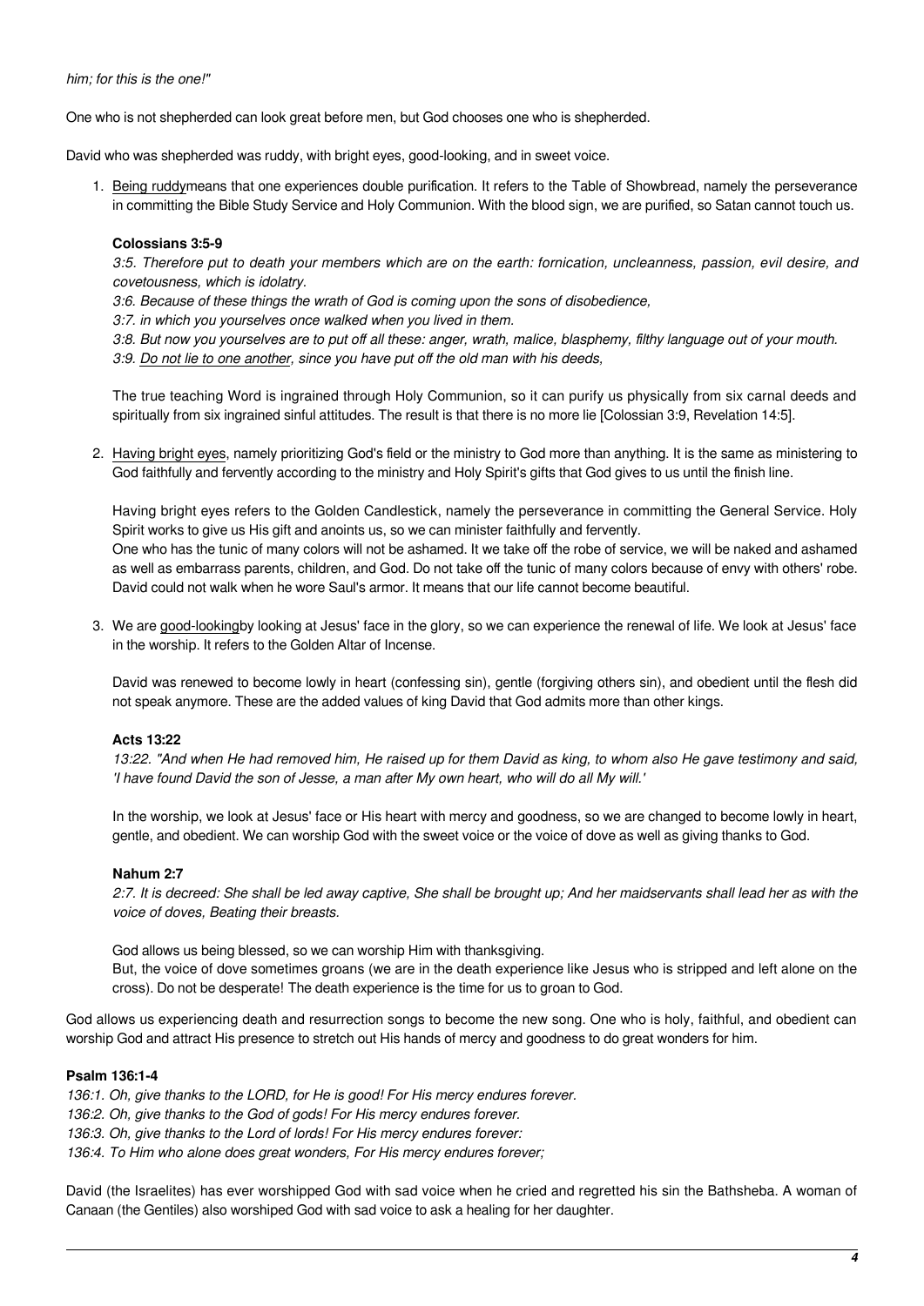*him; for this is the one!"*

One who is not shepherded can look great before men, but God chooses one who is shepherded.

David who was shepherded was ruddy, with bright eyes, good-looking, and in sweet voice.

1. Being ruddymeans that one experiences double purification. It refers to the Table of Showbread, namely the perseverance in committing the Bible Study Service and Holy Communion. With the blood sign, we are purified, so Satan cannot touch us.

   **Colossians 3:5-9**
   *3:5. Therefore put to death your members which are on the earth: fornication, uncleanness, passion, evil desire, and covetousness, which is idolatry.*
   *3:6. Because of these things the wrath of God is coming upon the sons of disobedience,*
   *3:7. in which you yourselves once walked when you lived in them.*
   *3:8. But now you yourselves are to put off all these: anger, wrath, malice, blasphemy, filthy language out of your mouth.*
   *3:9. Do not lie to one another, since you have put off the old man with his deeds,*

   The true teaching Word is ingrained through Holy Communion, so it can purify us physically from six carnal deeds and spiritually from six ingrained sinful attitudes. The result is that there is no more lie [Colossian 3:9, Revelation 14:5].

2. Having bright eyes, namely prioritizing God's field or the ministry to God more than anything. It is the same as ministering to God faithfully and fervently according to the ministry and Holy Spirit's gifts that God gives to us until the finish line.

   Having bright eyes refers to the Golden Candlestick, namely the perseverance in committing the General Service. Holy Spirit works to give us His gift and anoints us, so we can minister faithfully and fervently.
   One who has the tunic of many colors will not be ashamed. It we take off the robe of service, we will be naked and ashamed as well as embarrass parents, children, and God. Do not take off the tunic of many colors because of envy with others' robe. David could not walk when he wore Saul's armor. It means that our life cannot become beautiful.

3. We are good-lookingby looking at Jesus' face in the glory, so we can experience the renewal of life. We look at Jesus' face in the worship. It refers to the Golden Altar of Incense.

   David was renewed to become lowly in heart (confessing sin), gentle (forgiving others sin), and obedient until the flesh did not speak anymore. These are the added values of king David that God admits more than other kings.

   **Acts 13:22**
   *13:22. "And when He had removed him, He raised up for them David as king, to whom also He gave testimony and said, 'I have found David the son of Jesse, a man after My own heart, who will do all My will.'*

   In the worship, we look at Jesus' face or His heart with mercy and goodness, so we are changed to become lowly in heart, gentle, and obedient. We can worship God with the sweet voice or the voice of dove as well as giving thanks to God.

   **Nahum 2:7**
   *2:7. It is decreed: She shall be led away captive, She shall be brought up; And her maidservants shall lead her as with the voice of doves, Beating their breasts.*

   God allows us being blessed, so we can worship Him with thanksgiving.
   But, the voice of dove sometimes groans (we are in the death experience like Jesus who is stripped and left alone on the cross). Do not be desperate! The death experience is the time for us to groan to God.

God allows us experiencing death and resurrection songs to become the new song. One who is holy, faithful, and obedient can worship God and attract His presence to stretch out His hands of mercy and goodness to do great wonders for him.

**Psalm 136:1-4**
*136:1. Oh, give thanks to the LORD, for He is good! For His mercy endures forever.*
*136:2. Oh, give thanks to the God of gods! For His mercy endures forever.*
*136:3. Oh, give thanks to the Lord of lords! For His mercy endures forever:*
*136:4. To Him who alone does great wonders, For His mercy endures forever;*

David (the Israelites) has ever worshipped God with sad voice when he cried and regretted his sin the Bathsheba. A woman of Canaan (the Gentiles) also worshiped God with sad voice to ask a healing for her daughter.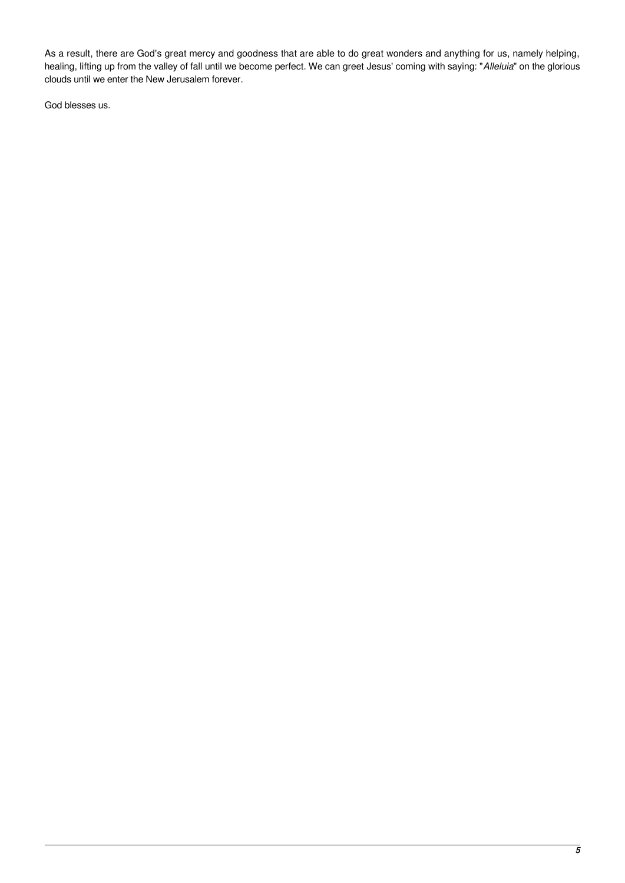As a result, there are God's great mercy and goodness that are able to do great wonders and anything for us, namely helping, healing, lifting up from the valley of fall until we become perfect. We can greet Jesus' coming with saying: "*Alleluia*" on the glorious clouds until we enter the New Jerusalem forever.

God blesses us.